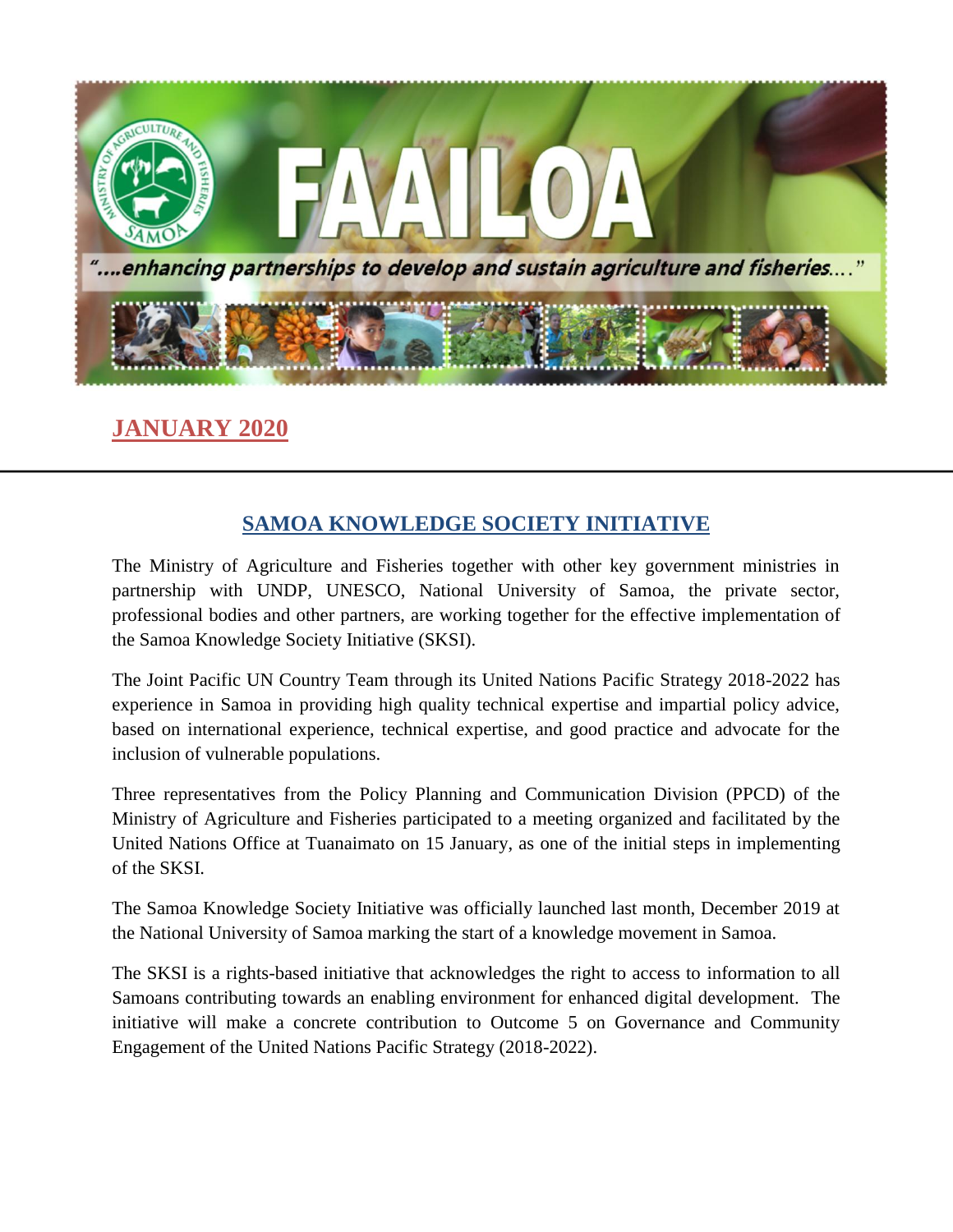# FAAILOA

*"....enhancing partnerships to develop and sustain agriculture and fisheries...."*

## JANUARY 2020

## SAMOA KNOWLEDGE SOCIETY INITIATIVE

The Ministry of Agriculture and Fisheries together with other key government ministries in partnership with UNDP, UNESCO, National University of Samoa, the private sector, professional bodies and other partners, are working together for the effective implementation of the Samoa Knowledge Society Initiative (SKSI).

The Joint Pacific UN Country Team through its United Nations Pacific Strategy 2018-2022 has experience in Samoa in providing high quality technical expertise and impartial policy advice, based on international experience, technical expertise, and good practice and advocate for the inclusion of vulnerable populations.

Three representatives from the Policy Planning and Communication Division (PPCD) of the Ministry of Agriculture and Fisheries participated to a meeting organized and facilitated by the United Nations Office at Tuanaimato on 15 January, as one of the initial steps in implementing of the SKSI.

The Samoa Knowledge Society Initiative was officially launched last month, December 2019 at the National University of Samoa marking the start of a knowledge movement in Samoa.

The SKSI is a rights-based initiative that acknowledges the right to access to information to all Samoans contributing towards an enabling environment for enhanced digital development. The initiative will make a concrete contribution to Outcome 5 on Governance and Community Engagement of the United Nations Pacific Strategy (2018-2022).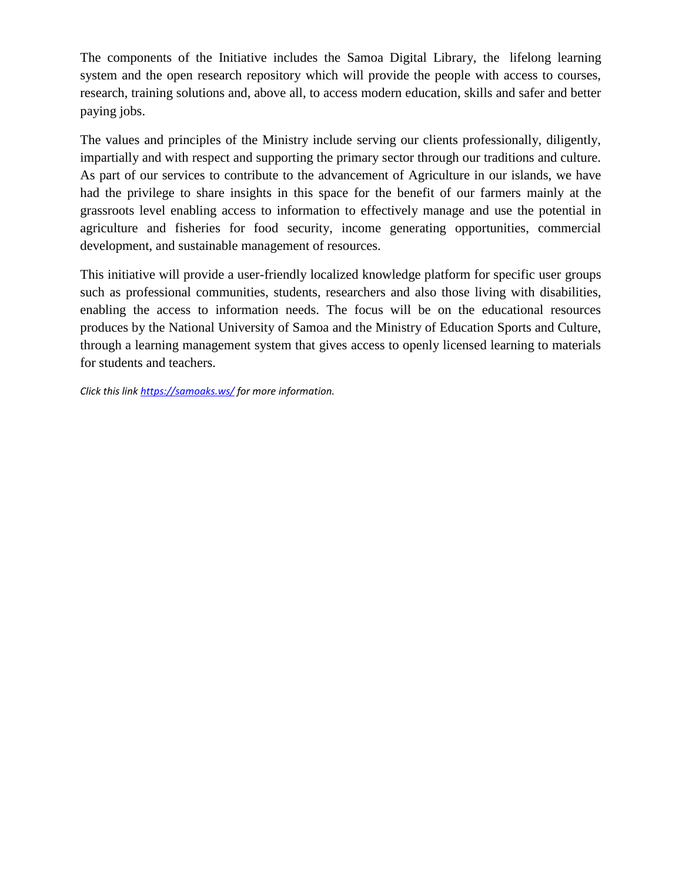The components of the Initiative includes the Samoa Digital Library, the lifelong learning system and the open research repository which will provide the people with access to courses, research, training solutions and, above all, to access modern education, skills and safer and better paying jobs.

The values and principles of the Ministry include serving our clients professionally, diligently, impartially and with respect and supporting the primary sector through our traditions and culture. As part of our services to contribute to the advancement of Agriculture in our islands, we have had the privilege to share insights in this space for the benefit of our farmers mainly at the grassroots level enabling access to information to effectively manage and use the potential in agriculture and fisheries for food security, income generating opportunities, commercial development, and sustainable management of resources.

This initiative will provide a user-friendly localized knowledge platform for specific user groups such as professional communities, students, researchers and also those living with disabilities, enabling the access to information needs. The focus will be on the educational resources produces by the National University of Samoa and the Ministry of Education Sports and Culture, through a learning management system that gives access to openly licensed learning to materials for students and teachers.

*Click this link [https://samoaks.ws/](https://samoaks.ws/) for more information.*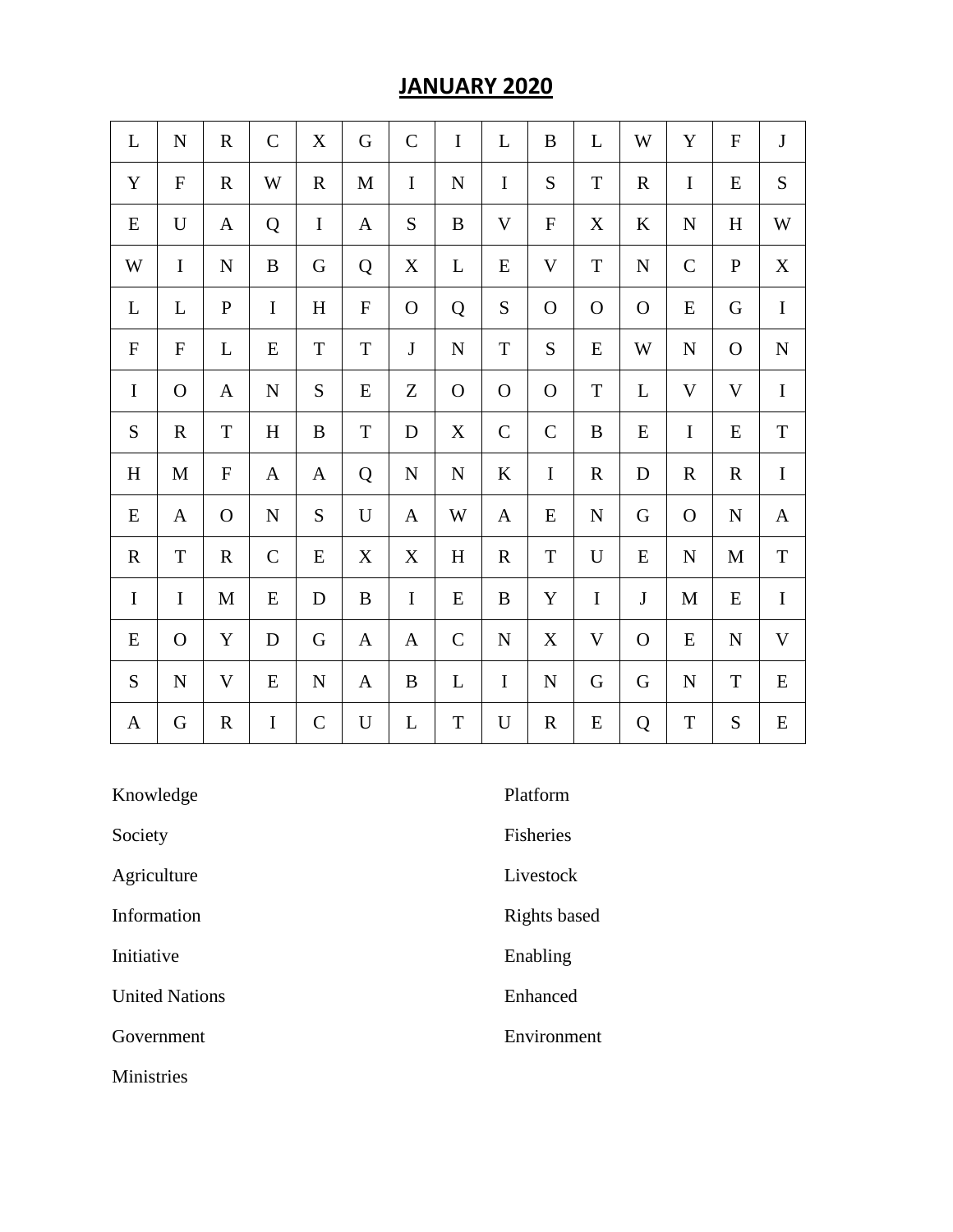# JANUARY 2020

| L | N | R | C | X | G | C | I | L | B | L | W | Y | F | J |
|---|---|---|---|---|---|---|---|---|---|---|---|---|---|---|
| Y | F | R | W | R | M | I | N | I | S | T | R | I | E | S |
| E | U | A | Q | I | A | S | B | V | F | X | K | N | H | W |
| W | I | N | B | G | Q | X | L | E | V | T | N | C | P | X |
| L | L | P | I | H | F | O | Q | S | O | O | O | E | G | I |
| F | F | L | E | T | T | J | N | T | S | E | W | N | O | N |
| I | O | A | N | S | E | Z | O | O | O | T | L | V | V | I |
| S | R | T | H | B | T | D | X | C | C | B | E | I | E | T |
| H | M | F | A | A | Q | N | N | K | I | R | D | R | R | I |
| E | A | O | N | S | U | A | W | A | E | N | G | O | N | A |
| R | T | R | C | E | X | X | H | R | T | U | E | N | M | T |
| I | I | M | E | D | B | I | E | B | Y | I | J | M | E | I |
| E | O | Y | D | G | A | A | C | N | X | V | O | E | N | V |
| S | N | V | E | N | A | B | L | I | N | G | G | N | T | E |
| A | G | R | I | C | U | L | T | U | R | E | Q | T | S | E |

Knowledge

Society

Agriculture

Information

Initiative

United Nations

Government

Ministries

Platform

Fisheries

Livestock

Rights based

Enabling

Enhanced

Environment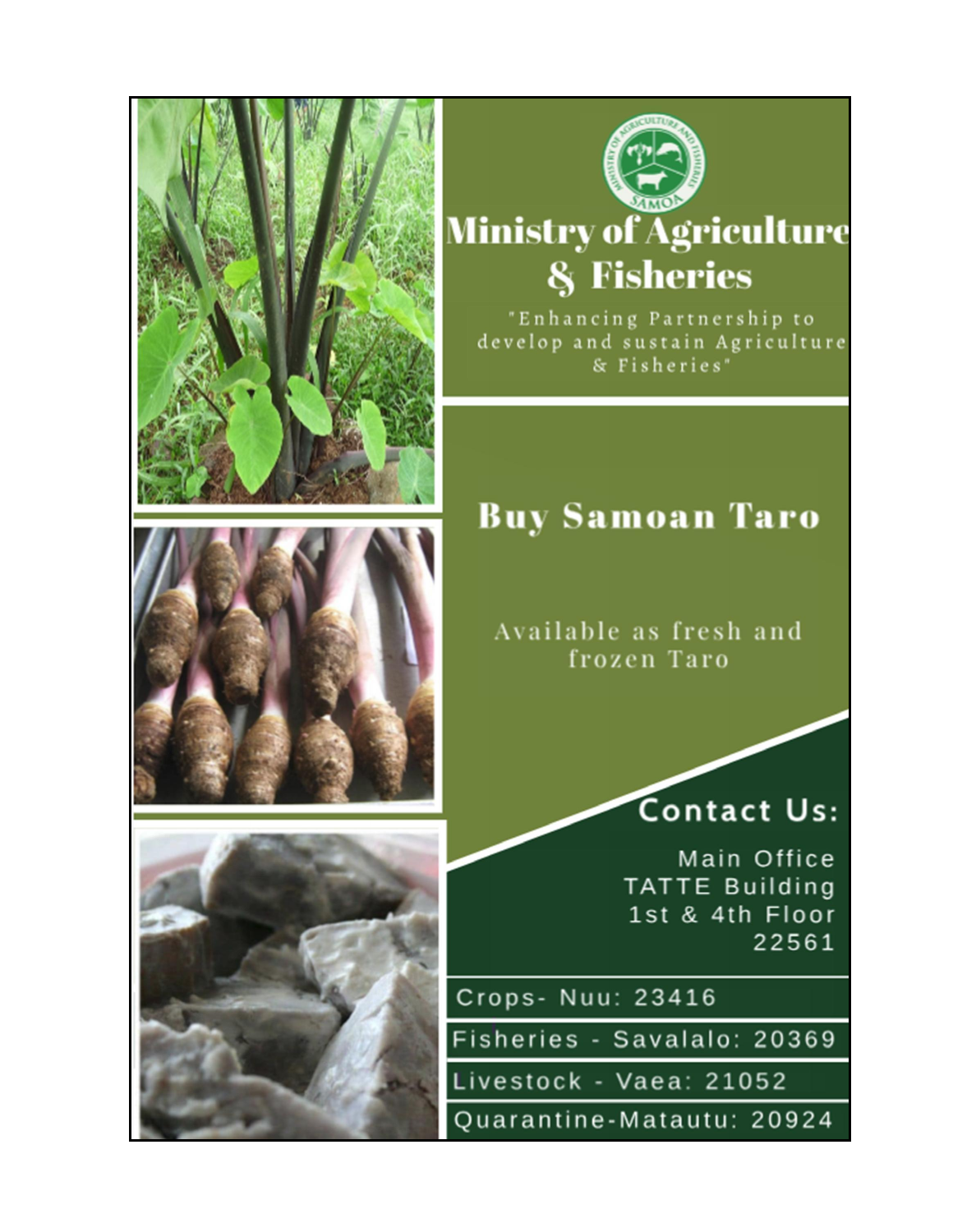# Ministry of Agriculture & Fisheries

"Enhancing Partnership to develop and sustain Agriculture & Fisheries"

## Buy Samoan Taro

Available as fresh and frozen Taro

### Contact Us:

Main Office
TATTE Building
1st & 4th Floor
22561

Crops- Nuu: 23416

Fisheries - Savalalo: 20369

Livestock - Vaea: 21052

Quarantine-Matautu: 20924